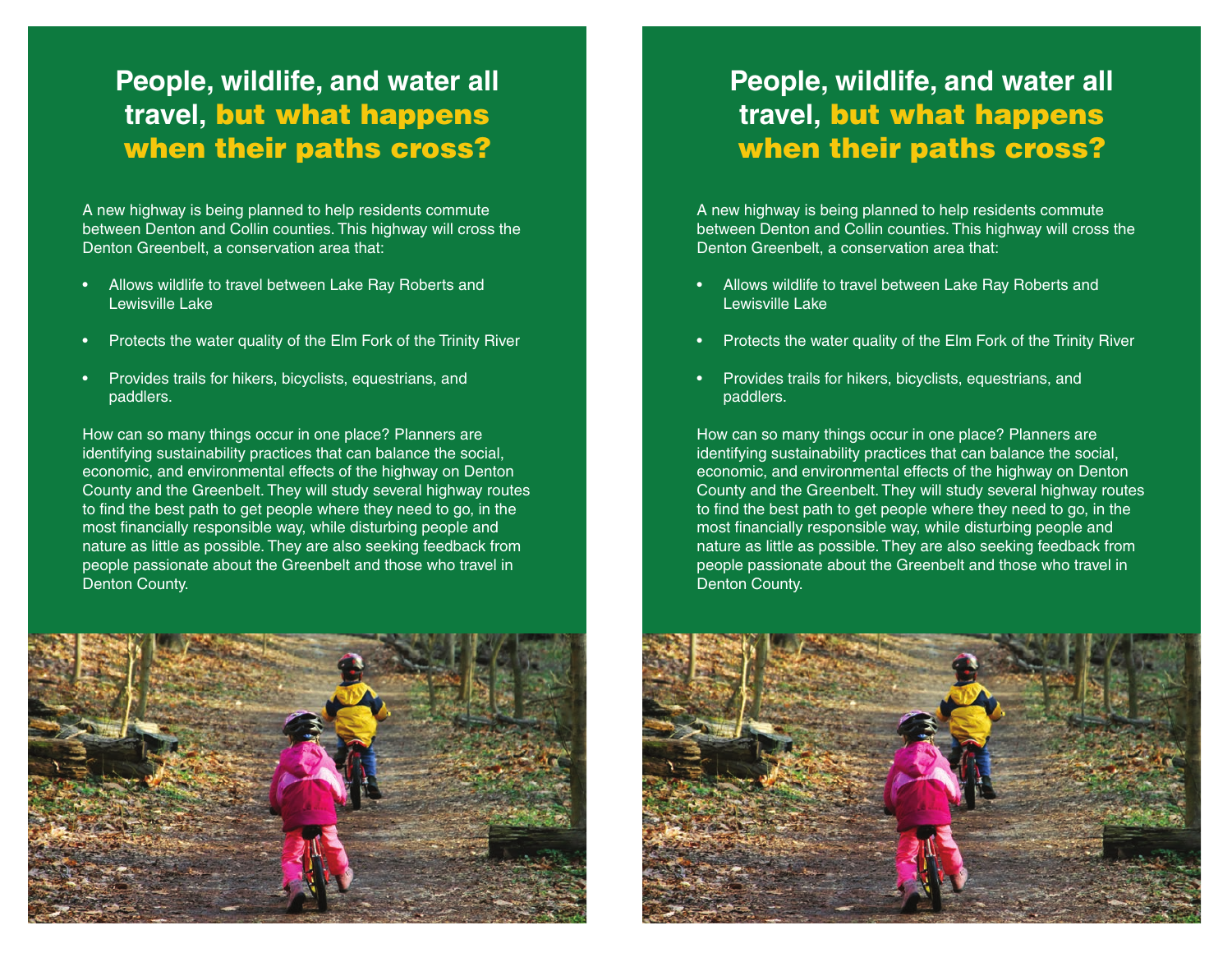# People, wildlife, and water all travel, but what happens when their paths cross?

A new highway is being planned to help residents commute between Denton and Collin counties. This highway will cross the Denton Greenbelt, a conservation area that:

- Allows wildlife to travel between Lake Ray Roberts and Lewisville Lake
- Protects the water quality of the Elm Fork of the Trinity River
- Provides trails for hikers, bicyclists, equestrians, and paddlers.

How can so many things occur in one place? Planners are identifying sustainability practices that can balance the social, economic, and environmental effects of the highway on Denton County and the Greenbelt. They will study several highway routes to find the best path to get people where they need to go, in the most financially responsible way, while disturbing people and nature as little as possible. They are also seeking feedback from people passionate about the Greenbelt and those who travel in Denton County.

# People, wildlife, and water all travel, but what happens when their paths cross?

A new highway is being planned to help residents commute between Denton and Collin counties. This highway will cross the Denton Greenbelt, a conservation area that:

- Allows wildlife to travel between Lake Ray Roberts and Lewisville Lake
- Protects the water quality of the Elm Fork of the Trinity River
- Provides trails for hikers, bicyclists, equestrians, and paddlers.

How can so many things occur in one place? Planners are identifying sustainability practices that can balance the social, economic, and environmental effects of the highway on Denton County and the Greenbelt. They will study several highway routes to find the best path to get people where they need to go, in the most financially responsible way, while disturbing people and nature as little as possible. They are also seeking feedback from people passionate about the Greenbelt and those who travel in Denton County.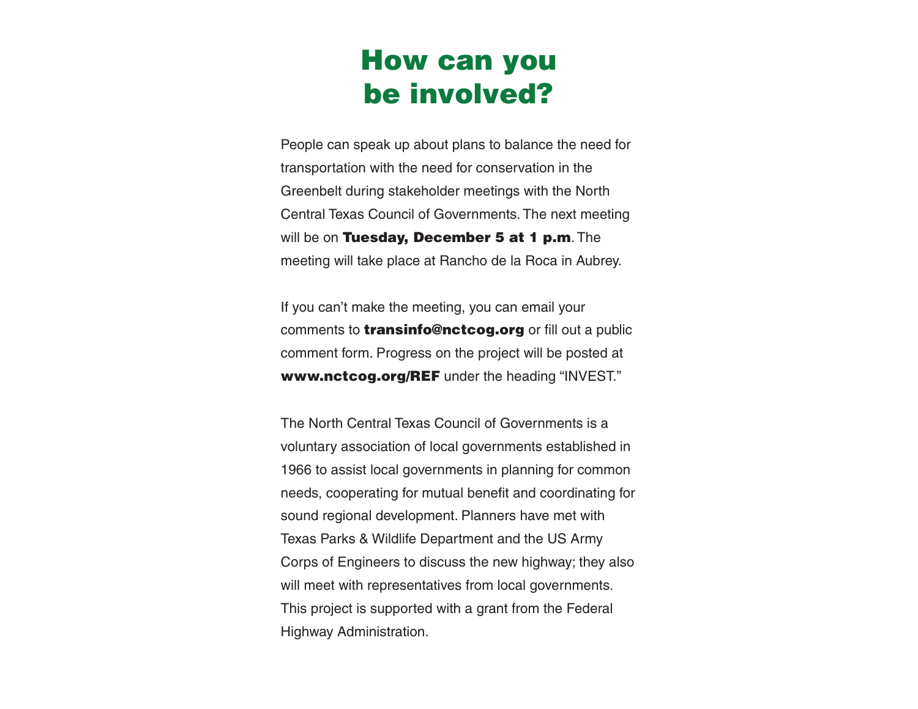# How can you be involved?

People can speak up about plans to balance the need for transportation with the need for conservation in the Greenbelt during stakeholder meetings with the North Central Texas Council of Governments. The next meeting will be on **Tuesday, December 5 at 1 p.m**. The meeting will take place at Rancho de la Roca in Aubrey.

If you can't make the meeting, you can email your comments to **transinfo@nctcog.org** or fill out a public comment form. Progress on the project will be posted at **www.nctcog.org/REF** under the heading "INVEST."

The North Central Texas Council of Governments is a voluntary association of local governments established in 1966 to assist local governments in planning for common needs, cooperating for mutual benefit and coordinating for sound regional development. Planners have met with Texas Parks & Wildlife Department and the US Army Corps of Engineers to discuss the new highway; they also will meet with representatives from local governments. This project is supported with a grant from the Federal Highway Administration.